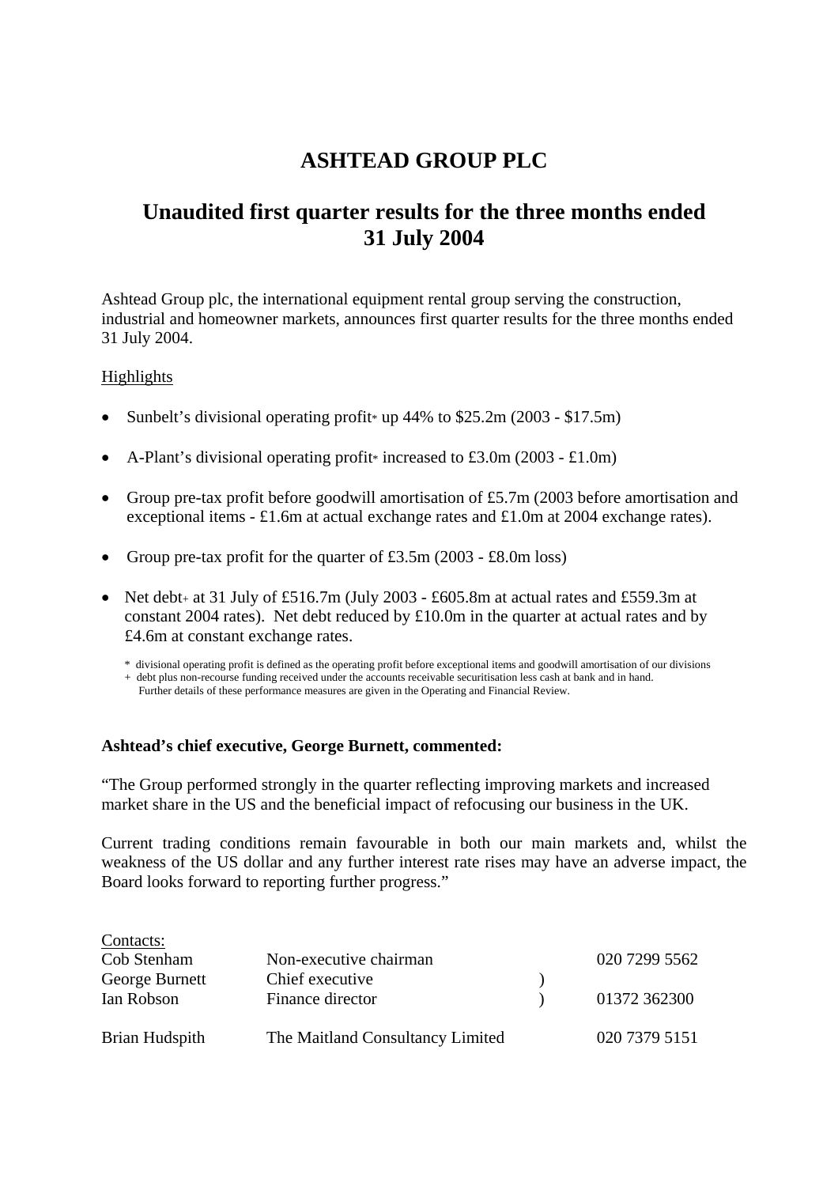# ASHTEAD GROUP PLC

## Unaudited first quarter results for the three months ended 31 July 2004

Ashtead Group plc, the international equipment rental group serving the construction, industrial and homeowner markets, announces first quarter results for the three months ended 31 July 2004.

Highlights

- Sunbelt's divisional operating profit* up 44% to $25.2m (2003 - $17.5m)
- A-Plant's divisional operating profit* increased to £3.0m (2003 - £1.0m)
- Group pre-tax profit before goodwill amortisation of £5.7m (2003 before amortisation and exceptional items - £1.6m at actual exchange rates and £1.0m at 2004 exchange rates).
- Group pre-tax profit for the quarter of £3.5m (2003 - £8.0m loss)
- Net debt+ at 31 July of £516.7m (July 2003 - £605.8m at actual rates and £559.3m at constant 2004 rates). Net debt reduced by £10.0m in the quarter at actual rates and by £4.6m at constant exchange rates.

\* divisional operating profit is defined as the operating profit before exceptional items and goodwill amortisation of our divisions
\+ debt plus non-recourse funding received under the accounts receivable securitisation less cash at bank and in hand.
Further details of these performance measures are given in the Operating and Financial Review.

**Ashtead's chief executive, George Burnett, commented:**

"The Group performed strongly in the quarter reflecting improving markets and increased market share in the US and the beneficial impact of refocusing our business in the UK.

Current trading conditions remain favourable in both our main markets and, whilst the weakness of the US dollar and any further interest rate rises may have an adverse impact, the Board looks forward to reporting further progress."

Contacts:

| | | |
|---|---|---|
| Cob Stenham | Non-executive chairman | 020 7299 5562 |
| George Burnett | Chief executive | ) |
| Ian Robson | Finance director | ) 01372 362300 |
| Brian Hudspith | The Maitland Consultancy Limited | 020 7379 5151 |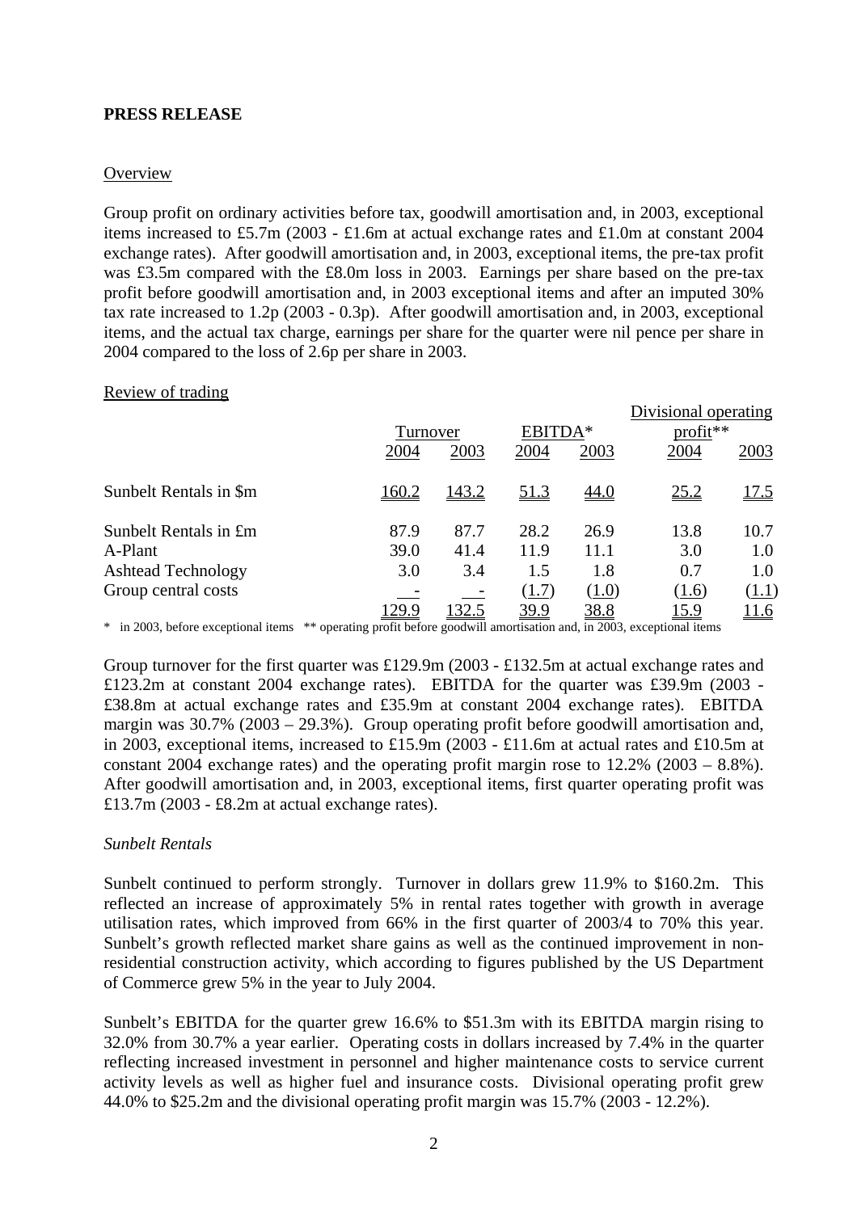**PRESS RELEASE**

Overview

Group profit on ordinary activities before tax, goodwill amortisation and, in 2003, exceptional items increased to £5.7m (2003 - £1.6m at actual exchange rates and £1.0m at constant 2004 exchange rates). After goodwill amortisation and, in 2003, exceptional items, the pre-tax profit was £3.5m compared with the £8.0m loss in 2003. Earnings per share based on the pre-tax profit before goodwill amortisation and, in 2003 exceptional items and after an imputed 30% tax rate increased to 1.2p (2003 - 0.3p). After goodwill amortisation and, in 2003, exceptional items, and the actual tax charge, earnings per share for the quarter were nil pence per share in 2004 compared to the loss of 2.6p per share in 2003.

Review of trading

| | Turnover | | EBITDA* | | Divisional operating profit** | |
|---|---|---|---|---|---|---|
| | 2004 | 2003 | 2004 | 2003 | 2004 | 2003 |
| Sunbelt Rentals in $m | 160.2 | 143.2 | 51.3 | 44.0 | 25.2 | 17.5 |
| Sunbelt Rentals in £m | 87.9 | 87.7 | 28.2 | 26.9 | 13.8 | 10.7 |
| A-Plant | 39.0 | 41.4 | 11.9 | 11.1 | 3.0 | 1.0 |
| Ashtead Technology | 3.0 | 3.4 | 1.5 | 1.8 | 0.7 | 1.0 |
| Group central costs | - | - | (1.7) | (1.0) | (1.6) | (1.1) |
| | 129.9 | 132.5 | 39.9 | 38.8 | 15.9 | 11.6 |

\* in 2003, before exceptional items \*\* operating profit before goodwill amortisation and, in 2003, exceptional items

Group turnover for the first quarter was £129.9m (2003 - £132.5m at actual exchange rates and £123.2m at constant 2004 exchange rates). EBITDA for the quarter was £39.9m (2003 - £38.8m at actual exchange rates and £35.9m at constant 2004 exchange rates). EBITDA margin was 30.7% (2003 – 29.3%). Group operating profit before goodwill amortisation and, in 2003, exceptional items, increased to £15.9m (2003 - £11.6m at actual rates and £10.5m at constant 2004 exchange rates) and the operating profit margin rose to 12.2% (2003 – 8.8%). After goodwill amortisation and, in 2003, exceptional items, first quarter operating profit was £13.7m (2003 - £8.2m at actual exchange rates).

*Sunbelt Rentals*

Sunbelt continued to perform strongly. Turnover in dollars grew 11.9% to $160.2m. This reflected an increase of approximately 5% in rental rates together with growth in average utilisation rates, which improved from 66% in the first quarter of 2003/4 to 70% this year. Sunbelt's growth reflected market share gains as well as the continued improvement in non-residential construction activity, which according to figures published by the US Department of Commerce grew 5% in the year to July 2004.

Sunbelt's EBITDA for the quarter grew 16.6% to $51.3m with its EBITDA margin rising to 32.0% from 30.7% a year earlier. Operating costs in dollars increased by 7.4% in the quarter reflecting increased investment in personnel and higher maintenance costs to service current activity levels as well as higher fuel and insurance costs. Divisional operating profit grew 44.0% to $25.2m and the divisional operating profit margin was 15.7% (2003 - 12.2%).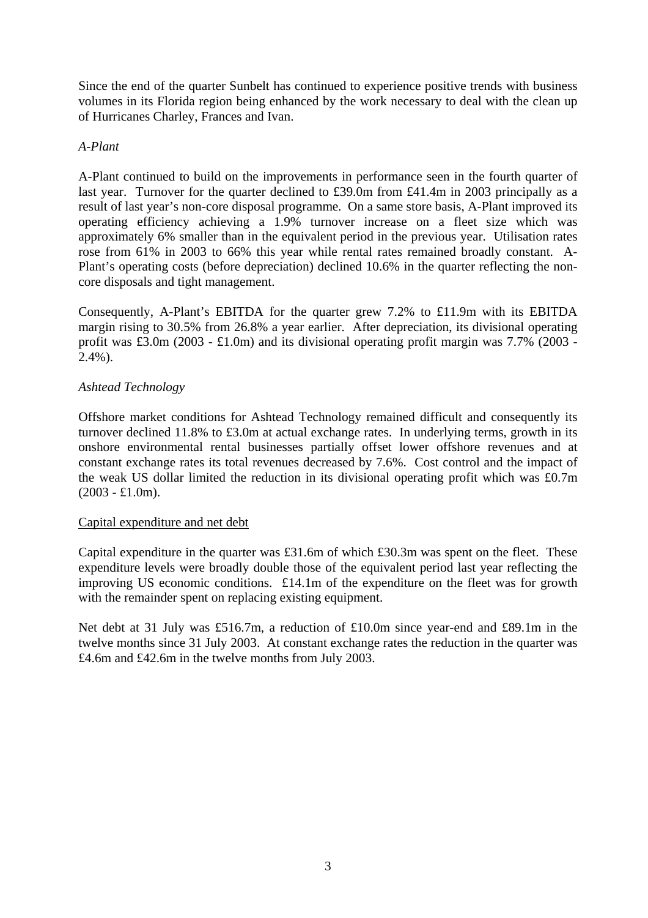Since the end of the quarter Sunbelt has continued to experience positive trends with business volumes in its Florida region being enhanced by the work necessary to deal with the clean up of Hurricanes Charley, Frances and Ivan.

*A-Plant*

A-Plant continued to build on the improvements in performance seen in the fourth quarter of last year. Turnover for the quarter declined to £39.0m from £41.4m in 2003 principally as a result of last year's non-core disposal programme. On a same store basis, A-Plant improved its operating efficiency achieving a 1.9% turnover increase on a fleet size which was approximately 6% smaller than in the equivalent period in the previous year. Utilisation rates rose from 61% in 2003 to 66% this year while rental rates remained broadly constant. A-Plant's operating costs (before depreciation) declined 10.6% in the quarter reflecting the non-core disposals and tight management.

Consequently, A-Plant's EBITDA for the quarter grew 7.2% to £11.9m with its EBITDA margin rising to 30.5% from 26.8% a year earlier. After depreciation, its divisional operating profit was £3.0m (2003 - £1.0m) and its divisional operating profit margin was 7.7% (2003 - 2.4%).

*Ashtead Technology*

Offshore market conditions for Ashtead Technology remained difficult and consequently its turnover declined 11.8% to £3.0m at actual exchange rates. In underlying terms, growth in its onshore environmental rental businesses partially offset lower offshore revenues and at constant exchange rates its total revenues decreased by 7.6%. Cost control and the impact of the weak US dollar limited the reduction in its divisional operating profit which was £0.7m (2003 - £1.0m).

<u>Capital expenditure and net debt</u>

Capital expenditure in the quarter was £31.6m of which £30.3m was spent on the fleet. These expenditure levels were broadly double those of the equivalent period last year reflecting the improving US economic conditions. £14.1m of the expenditure on the fleet was for growth with the remainder spent on replacing existing equipment.

Net debt at 31 July was £516.7m, a reduction of £10.0m since year-end and £89.1m in the twelve months since 31 July 2003. At constant exchange rates the reduction in the quarter was £4.6m and £42.6m in the twelve months from July 2003.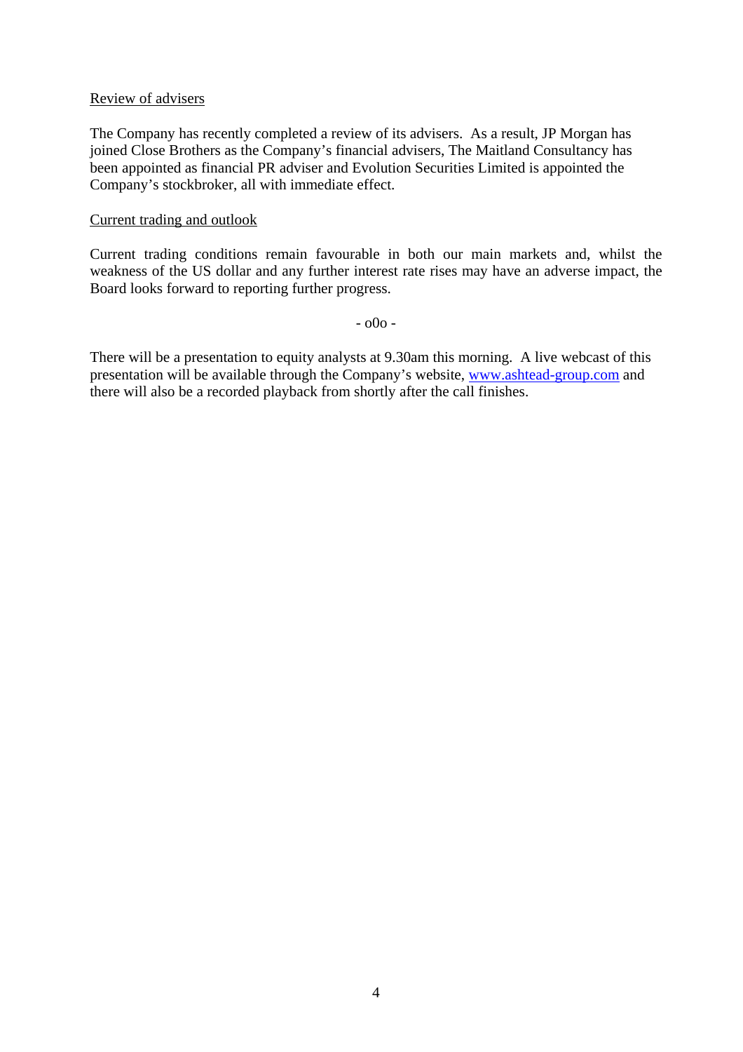Review of advisers

The Company has recently completed a review of its advisers. As a result, JP Morgan has joined Close Brothers as the Company's financial advisers, The Maitland Consultancy has been appointed as financial PR adviser and Evolution Securities Limited is appointed the Company's stockbroker, all with immediate effect.

Current trading and outlook

Current trading conditions remain favourable in both our main markets and, whilst the weakness of the US dollar and any further interest rate rises may have an adverse impact, the Board looks forward to reporting further progress.

- o0o -

There will be a presentation to equity analysts at 9.30am this morning. A live webcast of this presentation will be available through the Company's website, www.ashtead-group.com and there will also be a recorded playback from shortly after the call finishes.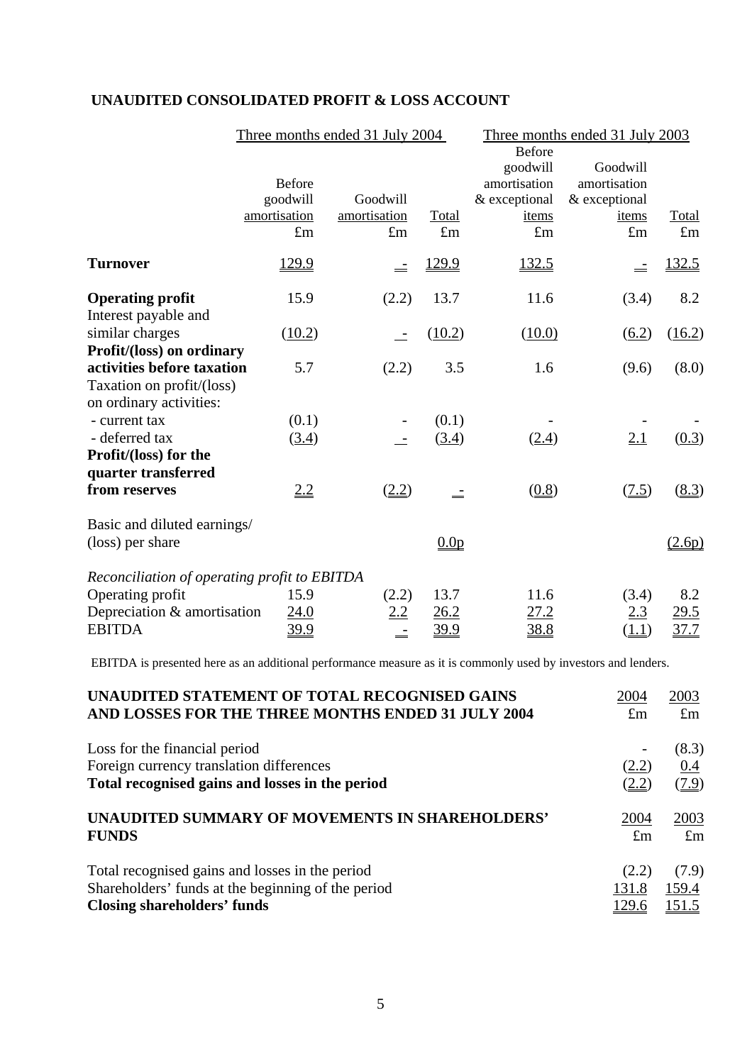## UNAUDITED CONSOLIDATED PROFIT & LOSS ACCOUNT

| | Three months ended 31 July 2004 | | | Three months ended 31 July 2003 | | |
|---|---|---|---|---|---|---|
| | Before goodwill amortisation | Goodwill amortisation | Total | Before goodwill amortisation & exceptional items | Goodwill amortisation & exceptional items | Total |
| | £m | £m | £m | £m | £m | £m |
| **Turnover** | 129.9 | - | 129.9 | 132.5 | - | 132.5 |
| **Operating profit** | 15.9 | (2.2) | 13.7 | 11.6 | (3.4) | 8.2 |
| Interest payable and similar charges | (10.2) | - | (10.2) | (10.0) | (6.2) | (16.2) |
| **Profit/(loss) on ordinary activities before taxation** | 5.7 | (2.2) | 3.5 | 1.6 | (9.6) | (8.0) |
| Taxation on profit/(loss) on ordinary activities: | | | | | | |
| - current tax | (0.1) | - | (0.1) | - | - | - |
| - deferred tax | (3.4) | - | (3.4) | (2.4) | 2.1 | (0.3) |
| **Profit/(loss) for the quarter transferred from reserves** | 2.2 | (2.2) | - | (0.8) | (7.5) | (8.3) |
| Basic and diluted earnings/ (loss) per share | | | 0.0p | | | (2.6p) |
| *Reconciliation of operating profit to EBITDA* | | | | | | |
| Operating profit | 15.9 | (2.2) | 13.7 | 11.6 | (3.4) | 8.2 |
| Depreciation & amortisation | 24.0 | 2.2 | 26.2 | 27.2 | 2.3 | 29.5 |
| EBITDA | 39.9 | - | 39.9 | 38.8 | (1.1) | 37.7 |

EBITDA is presented here as an additional performance measure as it is commonly used by investors and lenders.

| **UNAUDITED STATEMENT OF TOTAL RECOGNISED GAINS AND LOSSES FOR THE THREE MONTHS ENDED 31 JULY 2004** | 2004 | 2003 |
|---|---|---|
| | £m | £m |
| Loss for the financial period | - | (8.3) |
| Foreign currency translation differences | (2.2) | 0.4 |
| **Total recognised gains and losses in the period** | (2.2) | (7.9) |

| **UNAUDITED SUMMARY OF MOVEMENTS IN SHAREHOLDERS' FUNDS** | 2004 | 2003 |
|---|---|---|
| | £m | £m |
| Total recognised gains and losses in the period | (2.2) | (7.9) |
| Shareholders' funds at the beginning of the period | 131.8 | 159.4 |
| **Closing shareholders' funds** | 129.6 | 151.5 |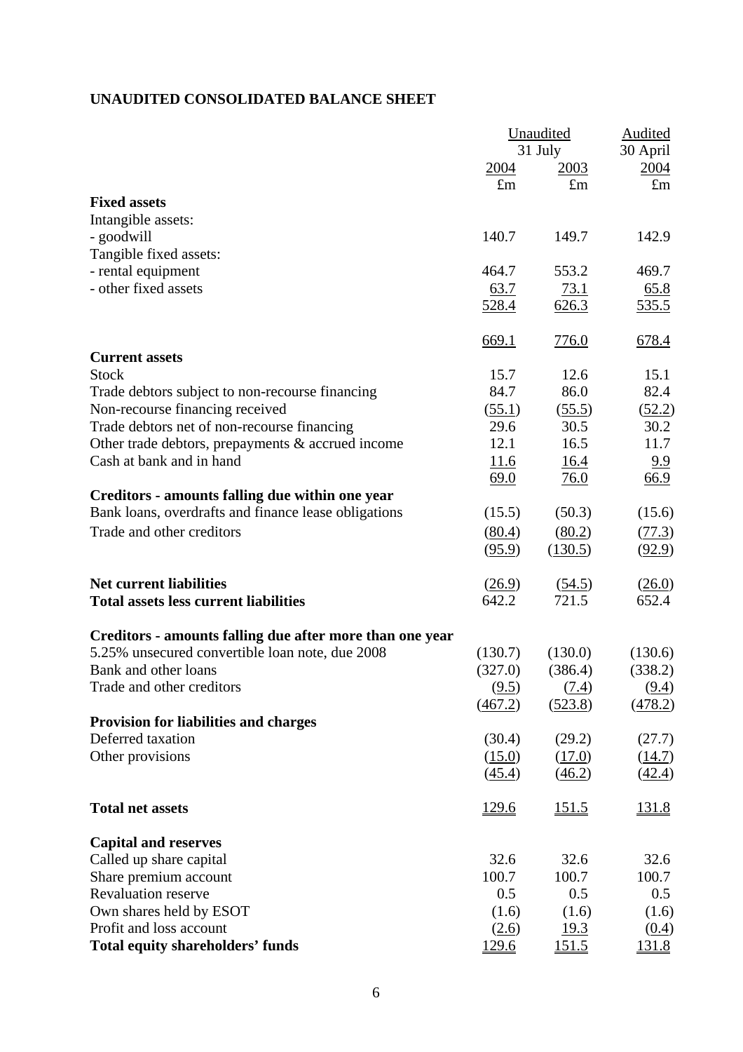# UNAUDITED CONSOLIDATED BALANCE SHEET

| | Unaudited 31 July 2004 | Unaudited 31 July 2003 | Audited 30 April 2004 |
|---|---|---|---|
| | £m | £m | £m |
| **Fixed assets** | | | |
| Intangible assets: | | | |
| - goodwill | 140.7 | 149.7 | 142.9 |
| Tangible fixed assets: | | | |
| - rental equipment | 464.7 | 553.2 | 469.7 |
| - other fixed assets | 63.7 | 73.1 | 65.8 |
| | 528.4 | 626.3 | 535.5 |
| | 669.1 | 776.0 | 678.4 |
| **Current assets** | | | |
| Stock | 15.7 | 12.6 | 15.1 |
| Trade debtors subject to non-recourse financing | 84.7 | 86.0 | 82.4 |
| Non-recourse financing received | (55.1) | (55.5) | (52.2) |
| Trade debtors net of non-recourse financing | 29.6 | 30.5 | 30.2 |
| Other trade debtors, prepayments & accrued income | 12.1 | 16.5 | 11.7 |
| Cash at bank and in hand | 11.6 | 16.4 | 9.9 |
| | 69.0 | 76.0 | 66.9 |
| **Creditors - amounts falling due within one year** | | | |
| Bank loans, overdrafts and finance lease obligations | (15.5) | (50.3) | (15.6) |
| Trade and other creditors | (80.4) | (80.2) | (77.3) |
| | (95.9) | (130.5) | (92.9) |
| **Net current liabilities** | (26.9) | (54.5) | (26.0) |
| **Total assets less current liabilities** | 642.2 | 721.5 | 652.4 |
| **Creditors - amounts falling due after more than one year** | | | |
| 5.25% unsecured convertible loan note, due 2008 | (130.7) | (130.0) | (130.6) |
| Bank and other loans | (327.0) | (386.4) | (338.2) |
| Trade and other creditors | (9.5) | (7.4) | (9.4) |
| | (467.2) | (523.8) | (478.2) |
| **Provision for liabilities and charges** | | | |
| Deferred taxation | (30.4) | (29.2) | (27.7) |
| Other provisions | (15.0) | (17.0) | (14.7) |
| | (45.4) | (46.2) | (42.4) |
| **Total net assets** | 129.6 | 151.5 | 131.8 |
| **Capital and reserves** | | | |
| Called up share capital | 32.6 | 32.6 | 32.6 |
| Share premium account | 100.7 | 100.7 | 100.7 |
| Revaluation reserve | 0.5 | 0.5 | 0.5 |
| Own shares held by ESOT | (1.6) | (1.6) | (1.6) |
| Profit and loss account | (2.6) | 19.3 | (0.4) |
| **Total equity shareholders' funds** | 129.6 | 151.5 | 131.8 |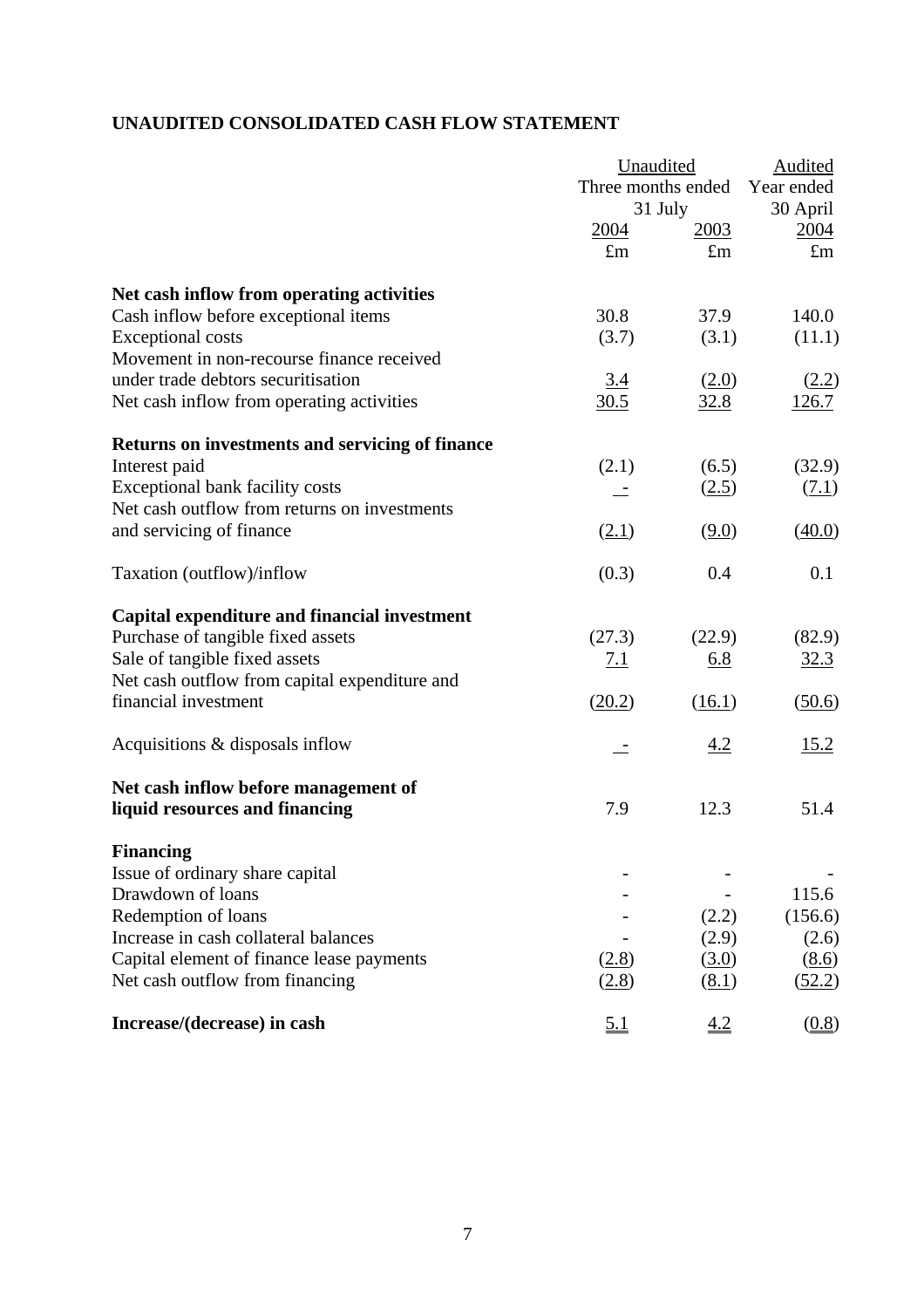## UNAUDITED CONSOLIDATED CASH FLOW STATEMENT

| | Unaudited | | Audited |
|---|---|---|---|
| | Three months ended 31 July | | Year ended 30 April |
| | 2004 | 2003 | 2004 |
| | £m | £m | £m |
| **Net cash inflow from operating activities** | | | |
| Cash inflow before exceptional items | 30.8 | 37.9 | 140.0 |
| Exceptional costs | (3.7) | (3.1) | (11.1) |
| Movement in non-recourse finance received under trade debtors securitisation | 3.4 | (2.0) | (2.2) |
| Net cash inflow from operating activities | 30.5 | 32.8 | 126.7 |
| **Returns on investments and servicing of finance** | | | |
| Interest paid | (2.1) | (6.5) | (32.9) |
| Exceptional bank facility costs | - | (2.5) | (7.1) |
| Net cash outflow from returns on investments and servicing of finance | (2.1) | (9.0) | (40.0) |
| Taxation (outflow)/inflow | (0.3) | 0.4 | 0.1 |
| **Capital expenditure and financial investment** | | | |
| Purchase of tangible fixed assets | (27.3) | (22.9) | (82.9) |
| Sale of tangible fixed assets | 7.1 | 6.8 | 32.3 |
| Net cash outflow from capital expenditure and financial investment | (20.2) | (16.1) | (50.6) |
| Acquisitions & disposals inflow | - | 4.2 | 15.2 |
| **Net cash inflow before management of liquid resources and financing** | 7.9 | 12.3 | 51.4 |
| **Financing** | | | |
| Issue of ordinary share capital | - | - | - |
| Drawdown of loans | - | - | 115.6 |
| Redemption of loans | - | (2.2) | (156.6) |
| Increase in cash collateral balances | - | (2.9) | (2.6) |
| Capital element of finance lease payments | (2.8) | (3.0) | (8.6) |
| Net cash outflow from financing | (2.8) | (8.1) | (52.2) |
| **Increase/(decrease) in cash** | 5.1 | 4.2 | (0.8) |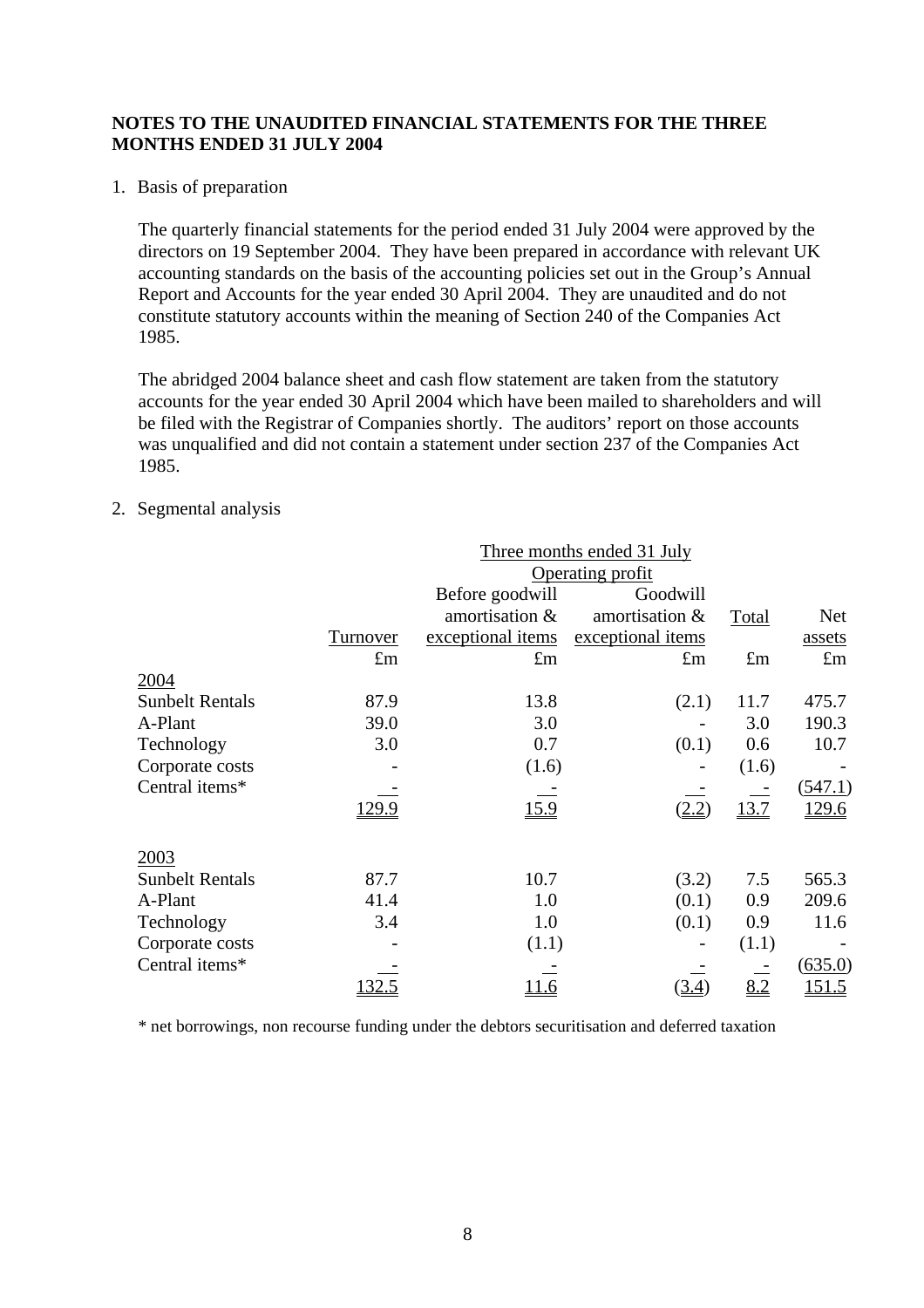**NOTES TO THE UNAUDITED FINANCIAL STATEMENTS FOR THE THREE MONTHS ENDED 31 JULY 2004**

1. Basis of preparation

   The quarterly financial statements for the period ended 31 July 2004 were approved by the directors on 19 September 2004. They have been prepared in accordance with relevant UK accounting standards on the basis of the accounting policies set out in the Group's Annual Report and Accounts for the year ended 30 April 2004. They are unaudited and do not constitute statutory accounts within the meaning of Section 240 of the Companies Act 1985.

   The abridged 2004 balance sheet and cash flow statement are taken from the statutory accounts for the year ended 30 April 2004 which have been mailed to shareholders and will be filed with the Registrar of Companies shortly. The auditors' report on those accounts was unqualified and did not contain a statement under section 237 of the Companies Act 1985.

2. Segmental analysis

| | Three months ended 31 July | | | | |
|---|---|---|---|---|---|
| | | Operating profit | | | |
| | Turnover | Before goodwill amortisation & exceptional items | Goodwill amortisation & exceptional items | Total | Net assets |
| | £m | £m | £m | £m | £m |
| 2004 | | | | | |
| Sunbelt Rentals | 87.9 | 13.8 | (2.1) | 11.7 | 475.7 |
| A-Plant | 39.0 | 3.0 | - | 3.0 | 190.3 |
| Technology | 3.0 | 0.7 | (0.1) | 0.6 | 10.7 |
| Corporate costs | - | (1.6) | - | (1.6) | - |
| Central items* | - | - | - | - | (547.1) |
| | 129.9 | 15.9 | (2.2) | 13.7 | 129.6 |
| 2003 | | | | | |
| Sunbelt Rentals | 87.7 | 10.7 | (3.2) | 7.5 | 565.3 |
| A-Plant | 41.4 | 1.0 | (0.1) | 0.9 | 209.6 |
| Technology | 3.4 | 1.0 | (0.1) | 0.9 | 11.6 |
| Corporate costs | - | (1.1) | - | (1.1) | - |
| Central items* | - | - | - | - | (635.0) |
| | 132.5 | 11.6 | (3.4) | 8.2 | 151.5 |

\* net borrowings, non recourse funding under the debtors securitisation and deferred taxation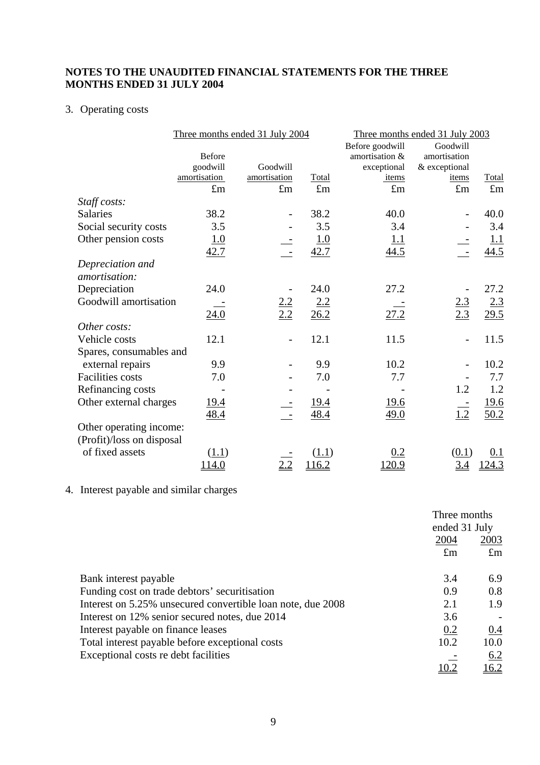**NOTES TO THE UNAUDITED FINANCIAL STATEMENTS FOR THE THREE MONTHS ENDED 31 JULY 2004**

3. Operating costs

| | Three months ended 31 July 2004 | | | Three months ended 31 July 2003 | | |
|---|---|---|---|---|---|---|
| | Before goodwill amortisation | Goodwill amortisation | Total | Before goodwill amortisation & exceptional items | Goodwill amortisation & exceptional items | Total |
| | £m | £m | £m | £m | £m | £m |
| *Staff costs:* | | | | | | |
| Salaries | 38.2 | - | 38.2 | 40.0 | - | 40.0 |
| Social security costs | 3.5 | - | 3.5 | 3.4 | - | 3.4 |
| Other pension costs | 1.0 | - | 1.0 | 1.1 | - | 1.1 |
| | 42.7 | - | 42.7 | 44.5 | - | 44.5 |
| *Depreciation and amortisation:* | | | | | | |
| Depreciation | 24.0 | - | 24.0 | 27.2 | - | 27.2 |
| Goodwill amortisation | - | 2.2 | 2.2 | - | 2.3 | 2.3 |
| | 24.0 | 2.2 | 26.2 | 27.2 | 2.3 | 29.5 |
| *Other costs:* | | | | | | |
| Vehicle costs | 12.1 | - | 12.1 | 11.5 | - | 11.5 |
| Spares, consumables and external repairs | 9.9 | - | 9.9 | 10.2 | - | 10.2 |
| Facilities costs | 7.0 | - | 7.0 | 7.7 | - | 7.7 |
| Refinancing costs | - | - | - | - | 1.2 | 1.2 |
| Other external charges | 19.4 | - | 19.4 | 19.6 | - | 19.6 |
| | 48.4 | - | 48.4 | 49.0 | 1.2 | 50.2 |
| Other operating income: | | | | | | |
| (Profit)/loss on disposal of fixed assets | (1.1) | - | (1.1) | 0.2 | (0.1) | 0.1 |
| | 114.0 | 2.2 | 116.2 | 120.9 | 3.4 | 124.3 |

4. Interest payable and similar charges

| | Three months ended 31 July | |
|---|---|---|
| | 2004 | 2003 |
| | £m | £m |
| Bank interest payable | 3.4 | 6.9 |
| Funding cost on trade debtors' securitisation | 0.9 | 0.8 |
| Interest on 5.25% unsecured convertible loan note, due 2008 | 2.1 | 1.9 |
| Interest on 12% senior secured notes, due 2014 | 3.6 | - |
| Interest payable on finance leases | 0.2 | 0.4 |
| Total interest payable before exceptional costs | 10.2 | 10.0 |
| Exceptional costs re debt facilities | - | 6.2 |
| | 10.2 | 16.2 |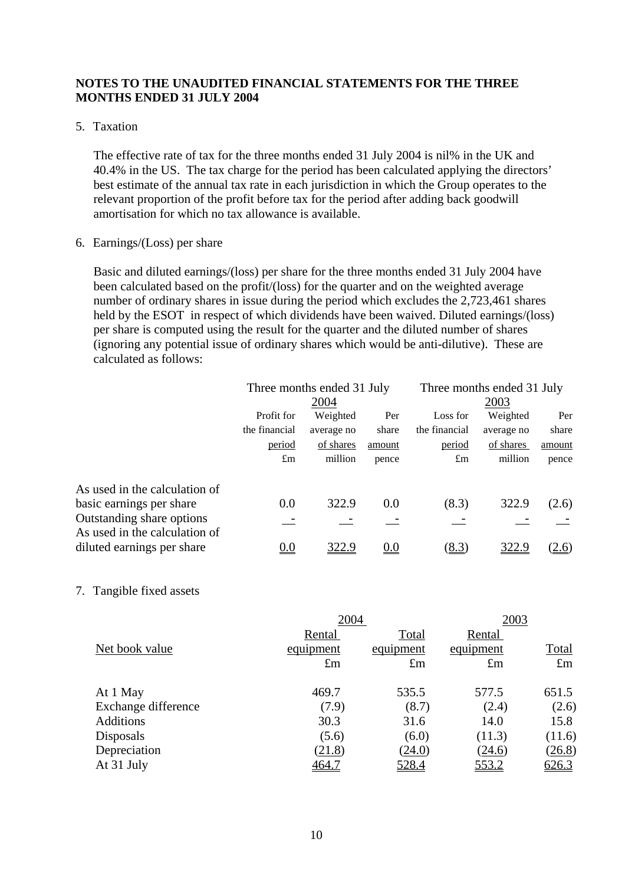**NOTES TO THE UNAUDITED FINANCIAL STATEMENTS FOR THE THREE MONTHS ENDED 31 JULY 2004**

5. Taxation

   The effective rate of tax for the three months ended 31 July 2004 is nil% in the UK and 40.4% in the US. The tax charge for the period has been calculated applying the directors' best estimate of the annual tax rate in each jurisdiction in which the Group operates to the relevant proportion of the profit before tax for the period after adding back goodwill amortisation for which no tax allowance is available.

6. Earnings/(Loss) per share

   Basic and diluted earnings/(loss) per share for the three months ended 31 July 2004 have been calculated based on the profit/(loss) for the quarter and on the weighted average number of ordinary shares in issue during the period which excludes the 2,723,461 shares held by the ESOT in respect of which dividends have been waived. Diluted earnings/(loss) per share is computed using the result for the quarter and the diluted number of shares (ignoring any potential issue of ordinary shares which would be anti-dilutive). These are calculated as follows:

| | Three months ended 31 July 2004 | | | Three months ended 31 July 2003 | | |
|---|---|---|---|---|---|---|
| | Profit for the financial period £m | Weighted average no of shares million | Per share amount pence | Loss for the financial period £m | Weighted average no of shares million | Per share amount pence |
| As used in the calculation of basic earnings per share | 0.0 | 322.9 | 0.0 | (8.3) | 322.9 | (2.6) |
| Outstanding share options | - | - | - | - | - | - |
| As used in the calculation of diluted earnings per share | 0.0 | 322.9 | 0.0 | (8.3) | 322.9 | (2.6) |

7. Tangible fixed assets

| | 2004 | | 2003 | |
|---|---|---|---|---|
| Net book value | Rental equipment £m | Total equipment £m | Rental equipment £m | Total £m |
| At 1 May | 469.7 | 535.5 | 577.5 | 651.5 |
| Exchange difference | (7.9) | (8.7) | (2.4) | (2.6) |
| Additions | 30.3 | 31.6 | 14.0 | 15.8 |
| Disposals | (5.6) | (6.0) | (11.3) | (11.6) |
| Depreciation | (21.8) | (24.0) | (24.6) | (26.8) |
| At 31 July | 464.7 | 528.4 | 553.2 | 626.3 |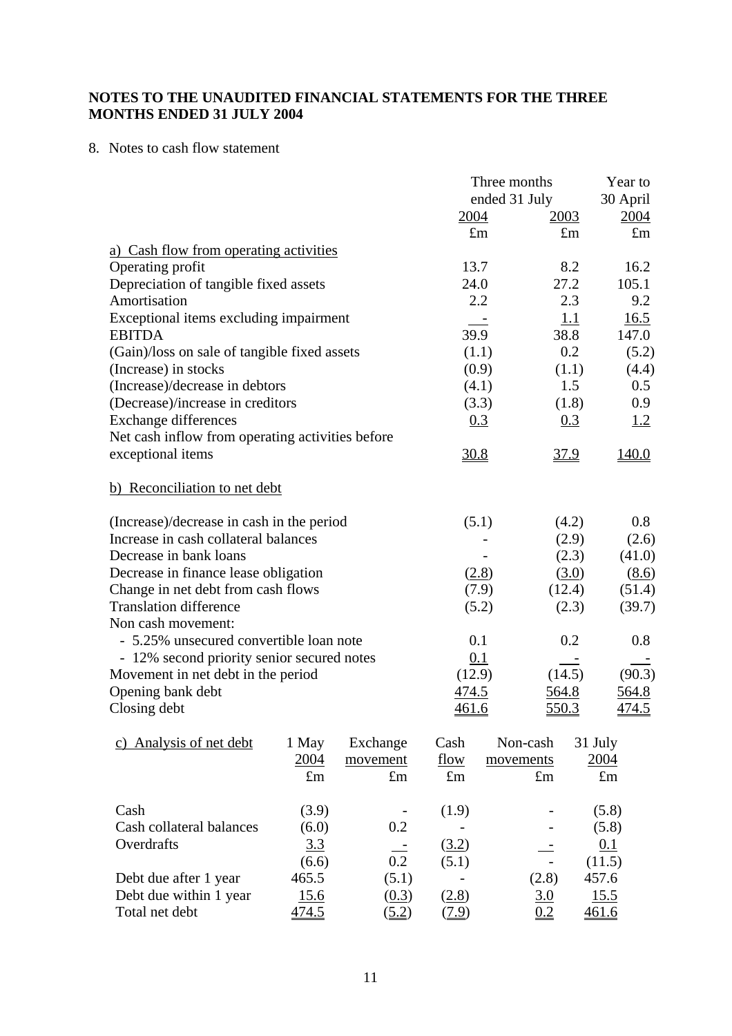**NOTES TO THE UNAUDITED FINANCIAL STATEMENTS FOR THE THREE MONTHS ENDED 31 JULY 2004**

8. Notes to cash flow statement

| | Three months ended 31 July 2004 | Three months ended 31 July 2003 | Year to 30 April 2004 |
|---|---|---|---|
| | £m | £m | £m |
| **a) Cash flow from operating activities** | | | |
| Operating profit | 13.7 | 8.2 | 16.2 |
| Depreciation of tangible fixed assets | 24.0 | 27.2 | 105.1 |
| Amortisation | 2.2 | 2.3 | 9.2 |
| Exceptional items excluding impairment | - | 1.1 | 16.5 |
| EBITDA | 39.9 | 38.8 | 147.0 |
| (Gain)/loss on sale of tangible fixed assets | (1.1) | 0.2 | (5.2) |
| (Increase) in stocks | (0.9) | (1.1) | (4.4) |
| (Increase)/decrease in debtors | (4.1) | 1.5 | 0.5 |
| (Decrease)/increase in creditors | (3.3) | (1.8) | 0.9 |
| Exchange differences | 0.3 | 0.3 | 1.2 |
| Net cash inflow from operating activities before exceptional items | 30.8 | 37.9 | 140.0 |
| **b) Reconciliation to net debt** | | | |
| (Increase)/decrease in cash in the period | (5.1) | (4.2) | 0.8 |
| Increase in cash collateral balances | - | (2.9) | (2.6) |
| Decrease in bank loans | - | (2.3) | (41.0) |
| Decrease in finance lease obligation | (2.8) | (3.0) | (8.6) |
| Change in net debt from cash flows | (7.9) | (12.4) | (51.4) |
| Translation difference | (5.2) | (2.3) | (39.7) |
| Non cash movement: | | | |
| - 5.25% unsecured convertible loan note | 0.1 | 0.2 | 0.8 |
| - 12% second priority senior secured notes | 0.1 | - | - |
| Movement in net debt in the period | (12.9) | (14.5) | (90.3) |
| Opening bank debt | 474.5 | 564.8 | 564.8 |
| Closing debt | 461.6 | 550.3 | 474.5 |

| c) Analysis of net debt | 1 May 2004 | Exchange movement | Cash flow | Non-cash movements | 31 July 2004 |
|---|---|---|---|---|---|
| | £m | £m | £m | £m | £m |
| Cash | (3.9) | - | (1.9) | - | (5.8) |
| Cash collateral balances | (6.0) | 0.2 | - | - | (5.8) |
| Overdrafts | 3.3 | - | (3.2) | - | 0.1 |
| | (6.6) | 0.2 | (5.1) | - | (11.5) |
| Debt due after 1 year | 465.5 | (5.1) | - | (2.8) | 457.6 |
| Debt due within 1 year | 15.6 | (0.3) | (2.8) | 3.0 | 15.5 |
| Total net debt | 474.5 | (5.2) | (7.9) | 0.2 | 461.6 |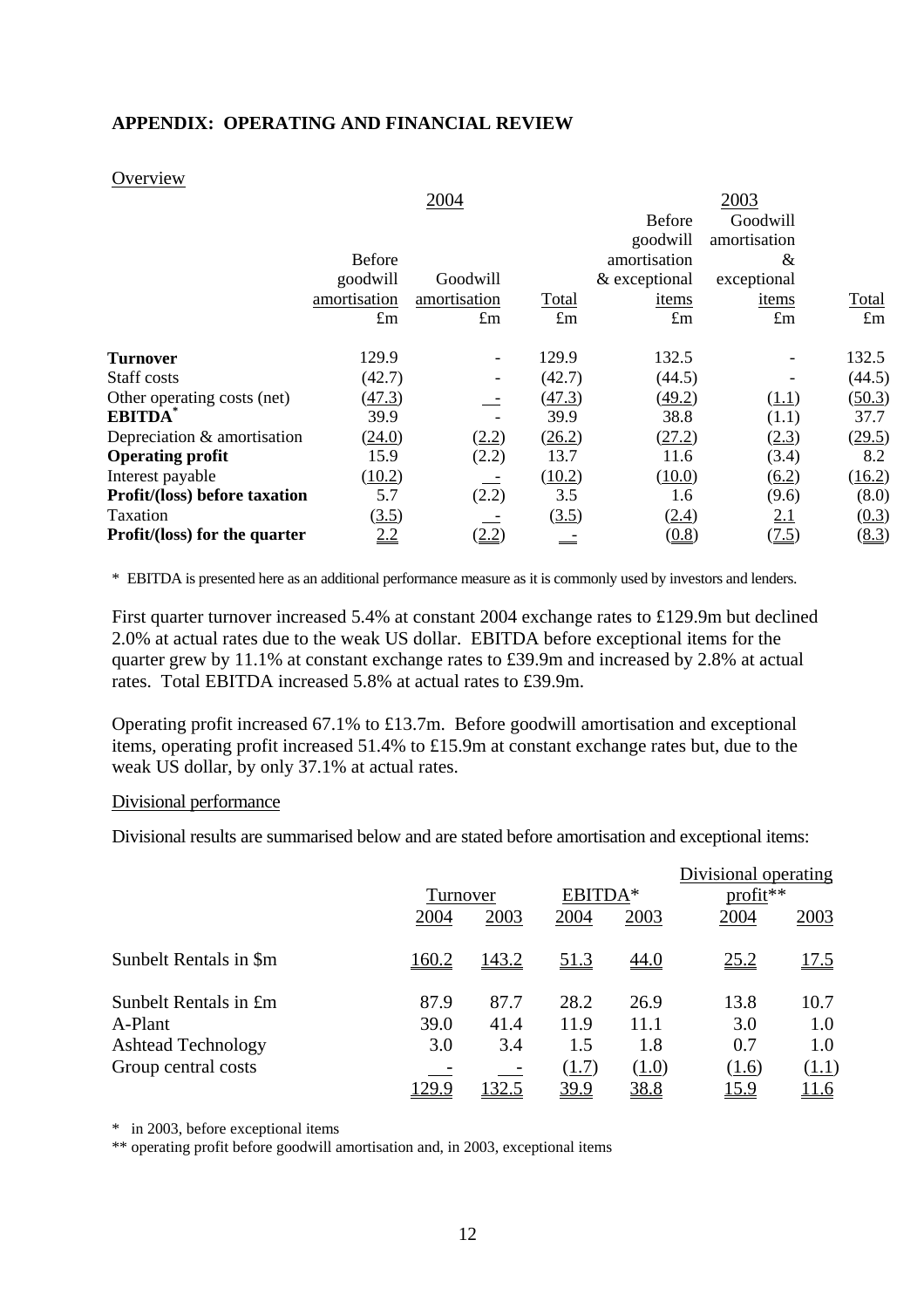## APPENDIX: OPERATING AND FINANCIAL REVIEW

Overview

| | 2004 | | | 2003 | | |
|---|---|---|---|---|---|---|
| | Before goodwill amortisation | Goodwill amortisation | Total | Before goodwill amortisation & exceptional items | Goodwill amortisation & exceptional items | Total |
| | £m | £m | £m | £m | £m | £m |
| **Turnover** | 129.9 | - | 129.9 | 132.5 | - | 132.5 |
| Staff costs | (42.7) | - | (42.7) | (44.5) | - | (44.5) |
| Other operating costs (net) | (47.3) | - | (47.3) | (49.2) | (1.1) | (50.3) |
| **EBITDA*** | 39.9 | - | 39.9 | 38.8 | (1.1) | 37.7 |
| Depreciation & amortisation | (24.0) | (2.2) | (26.2) | (27.2) | (2.3) | (29.5) |
| **Operating profit** | 15.9 | (2.2) | 13.7 | 11.6 | (3.4) | 8.2 |
| Interest payable | (10.2) | - | (10.2) | (10.0) | (6.2) | (16.2) |
| **Profit/(loss) before taxation** | 5.7 | (2.2) | 3.5 | 1.6 | (9.6) | (8.0) |
| Taxation | (3.5) | - | (3.5) | (2.4) | 2.1 | (0.3) |
| **Profit/(loss) for the quarter** | 2.2 | (2.2) | - | (0.8) | (7.5) | (8.3) |

\* EBITDA is presented here as an additional performance measure as it is commonly used by investors and lenders.

First quarter turnover increased 5.4% at constant 2004 exchange rates to £129.9m but declined 2.0% at actual rates due to the weak US dollar. EBITDA before exceptional items for the quarter grew by 11.1% at constant exchange rates to £39.9m and increased by 2.8% at actual rates. Total EBITDA increased 5.8% at actual rates to £39.9m.

Operating profit increased 67.1% to £13.7m. Before goodwill amortisation and exceptional items, operating profit increased 51.4% to £15.9m at constant exchange rates but, due to the weak US dollar, by only 37.1% at actual rates.

Divisional performance

Divisional results are summarised below and are stated before amortisation and exceptional items:

| | Turnover | | EBITDA* | | Divisional operating profit** | |
|---|---|---|---|---|---|---|
| | 2004 | 2003 | 2004 | 2003 | 2004 | 2003 |
| Sunbelt Rentals in $m | 160.2 | 143.2 | 51.3 | 44.0 | 25.2 | 17.5 |
| Sunbelt Rentals in £m | 87.9 | 87.7 | 28.2 | 26.9 | 13.8 | 10.7 |
| A-Plant | 39.0 | 41.4 | 11.9 | 11.1 | 3.0 | 1.0 |
| Ashtead Technology | 3.0 | 3.4 | 1.5 | 1.8 | 0.7 | 1.0 |
| Group central costs | - | - | (1.7) | (1.0) | (1.6) | (1.1) |
| | 129.9 | 132.5 | 39.9 | 38.8 | 15.9 | 11.6 |

\* in 2003, before exceptional items

\*\* operating profit before goodwill amortisation and, in 2003, exceptional items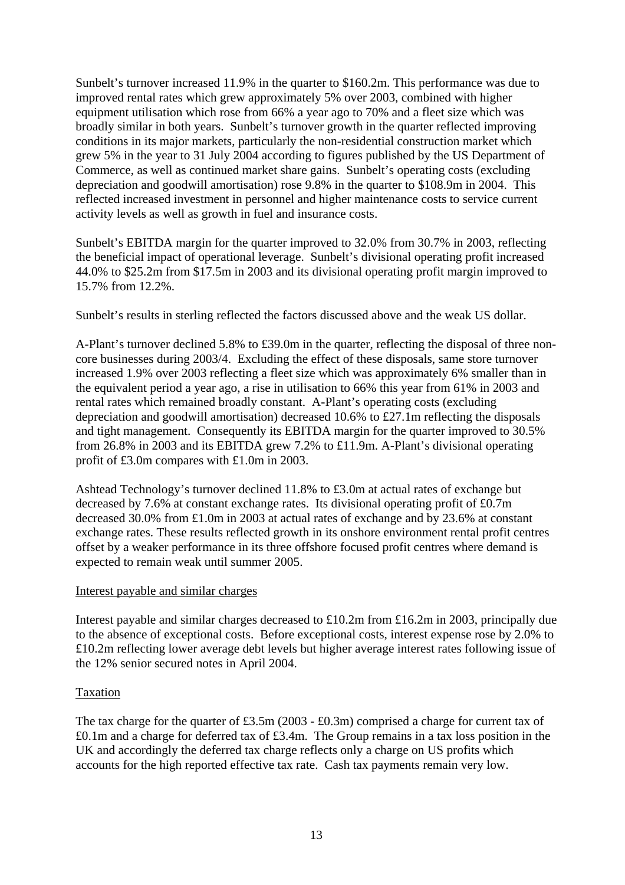Sunbelt's turnover increased 11.9% in the quarter to \$160.2m. This performance was due to improved rental rates which grew approximately 5% over 2003, combined with higher equipment utilisation which rose from 66% a year ago to 70% and a fleet size which was broadly similar in both years. Sunbelt's turnover growth in the quarter reflected improving conditions in its major markets, particularly the non-residential construction market which grew 5% in the year to 31 July 2004 according to figures published by the US Department of Commerce, as well as continued market share gains. Sunbelt's operating costs (excluding depreciation and goodwill amortisation) rose 9.8% in the quarter to \$108.9m in 2004. This reflected increased investment in personnel and higher maintenance costs to service current activity levels as well as growth in fuel and insurance costs.

Sunbelt's EBITDA margin for the quarter improved to 32.0% from 30.7% in 2003, reflecting the beneficial impact of operational leverage. Sunbelt's divisional operating profit increased 44.0% to \$25.2m from \$17.5m in 2003 and its divisional operating profit margin improved to 15.7% from 12.2%.

Sunbelt's results in sterling reflected the factors discussed above and the weak US dollar.

A-Plant's turnover declined 5.8% to £39.0m in the quarter, reflecting the disposal of three non-core businesses during 2003/4. Excluding the effect of these disposals, same store turnover increased 1.9% over 2003 reflecting a fleet size which was approximately 6% smaller than in the equivalent period a year ago, a rise in utilisation to 66% this year from 61% in 2003 and rental rates which remained broadly constant. A-Plant's operating costs (excluding depreciation and goodwill amortisation) decreased 10.6% to £27.1m reflecting the disposals and tight management. Consequently its EBITDA margin for the quarter improved to 30.5% from 26.8% in 2003 and its EBITDA grew 7.2% to £11.9m. A-Plant's divisional operating profit of £3.0m compares with £1.0m in 2003.

Ashtead Technology's turnover declined 11.8% to £3.0m at actual rates of exchange but decreased by 7.6% at constant exchange rates. Its divisional operating profit of £0.7m decreased 30.0% from £1.0m in 2003 at actual rates of exchange and by 23.6% at constant exchange rates. These results reflected growth in its onshore environment rental profit centres offset by a weaker performance in its three offshore focused profit centres where demand is expected to remain weak until summer 2005.

## Interest payable and similar charges

Interest payable and similar charges decreased to £10.2m from £16.2m in 2003, principally due to the absence of exceptional costs. Before exceptional costs, interest expense rose by 2.0% to £10.2m reflecting lower average debt levels but higher average interest rates following issue of the 12% senior secured notes in April 2004.

## Taxation

The tax charge for the quarter of £3.5m (2003 - £0.3m) comprised a charge for current tax of £0.1m and a charge for deferred tax of £3.4m. The Group remains in a tax loss position in the UK and accordingly the deferred tax charge reflects only a charge on US profits which accounts for the high reported effective tax rate. Cash tax payments remain very low.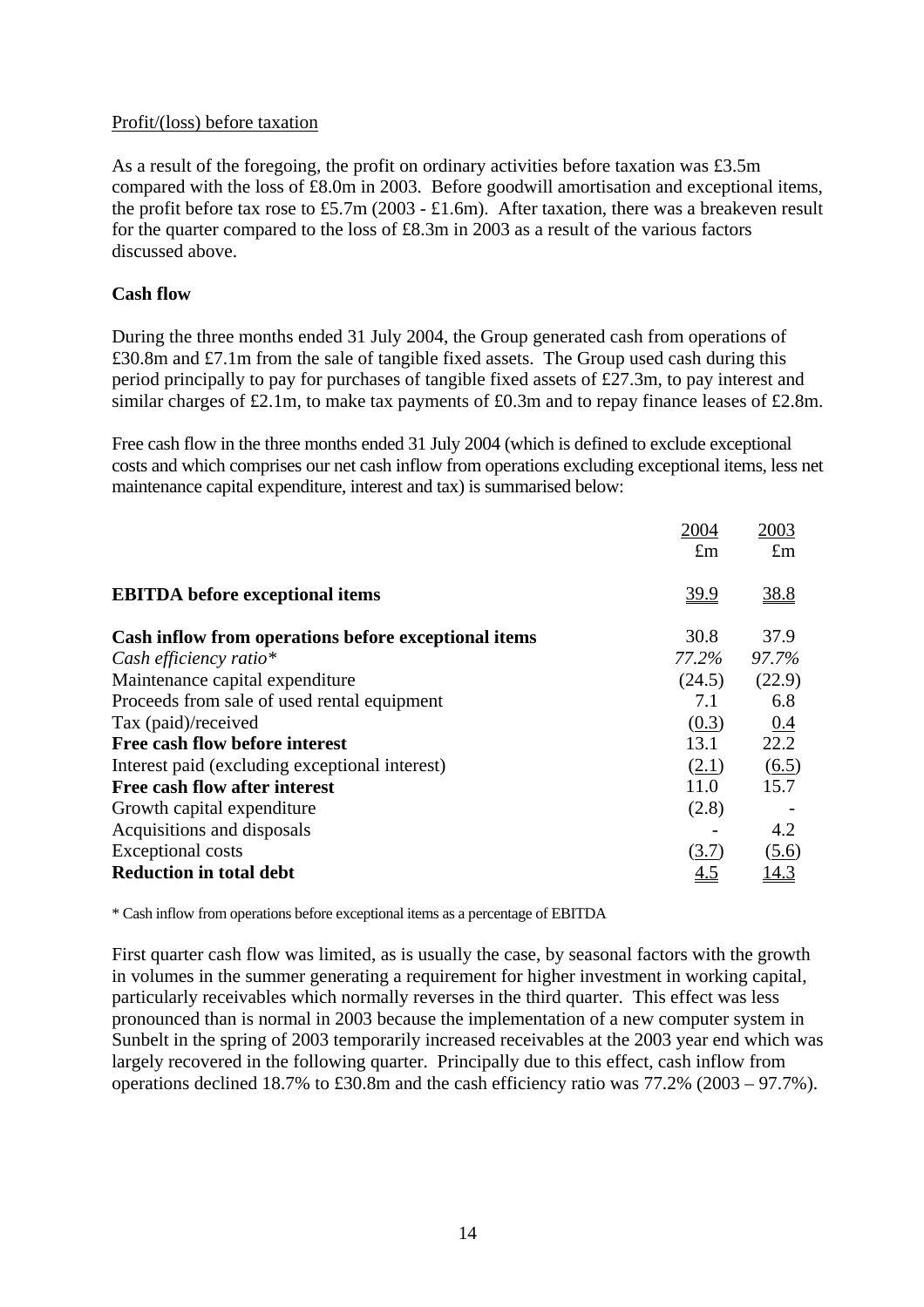Profit/(loss) before taxation

As a result of the foregoing, the profit on ordinary activities before taxation was £3.5m compared with the loss of £8.0m in 2003. Before goodwill amortisation and exceptional items, the profit before tax rose to £5.7m (2003 - £1.6m). After taxation, there was a breakeven result for the quarter compared to the loss of £8.3m in 2003 as a result of the various factors discussed above.

**Cash flow**

During the three months ended 31 July 2004, the Group generated cash from operations of £30.8m and £7.1m from the sale of tangible fixed assets. The Group used cash during this period principally to pay for purchases of tangible fixed assets of £27.3m, to pay interest and similar charges of £2.1m, to make tax payments of £0.3m and to repay finance leases of £2.8m.

Free cash flow in the three months ended 31 July 2004 (which is defined to exclude exceptional costs and which comprises our net cash inflow from operations excluding exceptional items, less net maintenance capital expenditure, interest and tax) is summarised below:

| | 2004<br>£m | 2003<br>£m |
|---|---|---|
| **EBITDA before exceptional items** | 39.9 | 38.8 |
| **Cash inflow from operations before exceptional items** | 30.8 | 37.9 |
| *Cash efficiency ratio** | *77.2%* | *97.7%* |
| Maintenance capital expenditure | (24.5) | (22.9) |
| Proceeds from sale of used rental equipment | 7.1 | 6.8 |
| Tax (paid)/received | (0.3) | 0.4 |
| **Free cash flow before interest** | 13.1 | 22.2 |
| Interest paid (excluding exceptional interest) | (2.1) | (6.5) |
| **Free cash flow after interest** | 11.0 | 15.7 |
| Growth capital expenditure | (2.8) | - |
| Acquisitions and disposals | - | 4.2 |
| Exceptional costs | (3.7) | (5.6) |
| **Reduction in total debt** | 4.5 | 14.3 |

* Cash inflow from operations before exceptional items as a percentage of EBITDA

First quarter cash flow was limited, as is usually the case, by seasonal factors with the growth in volumes in the summer generating a requirement for higher investment in working capital, particularly receivables which normally reverses in the third quarter. This effect was less pronounced than is normal in 2003 because the implementation of a new computer system in Sunbelt in the spring of 2003 temporarily increased receivables at the 2003 year end which was largely recovered in the following quarter. Principally due to this effect, cash inflow from operations declined 18.7% to £30.8m and the cash efficiency ratio was 77.2% (2003 – 97.7%).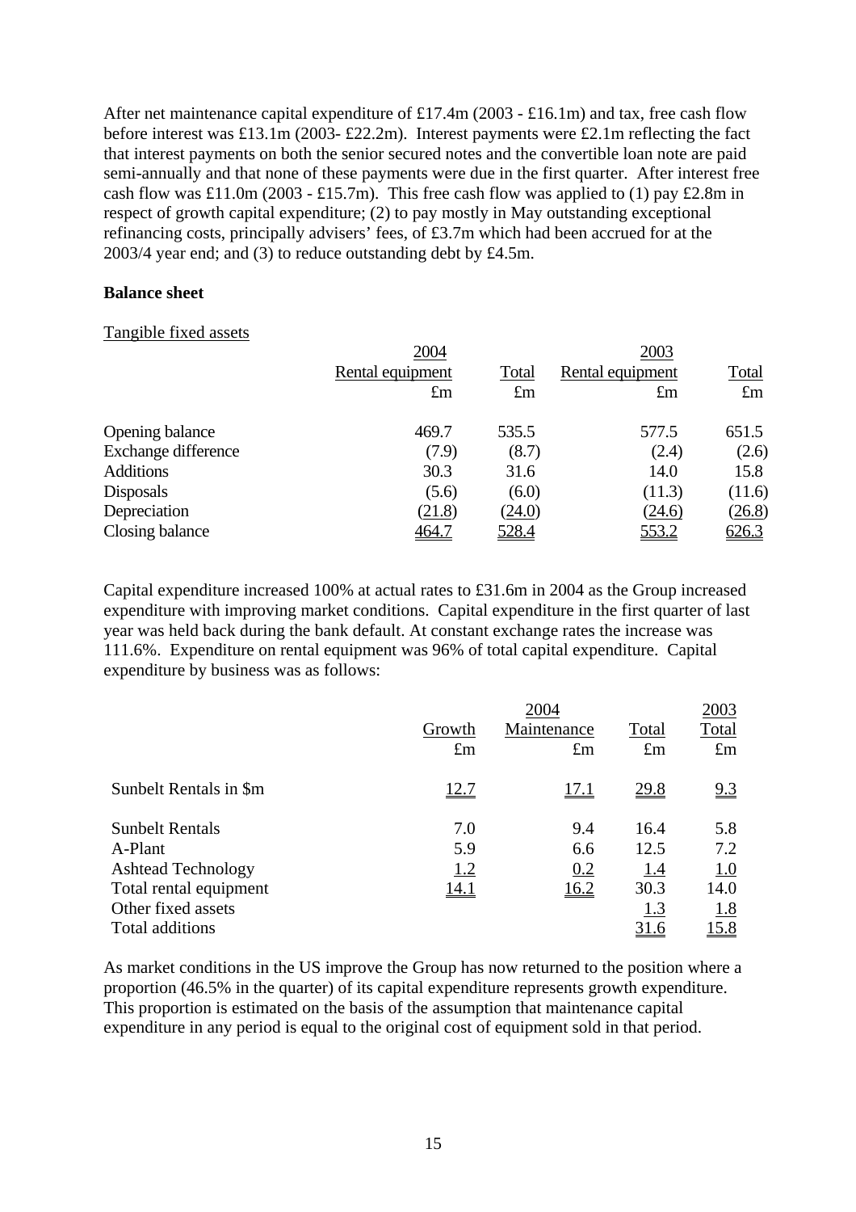After net maintenance capital expenditure of £17.4m (2003 - £16.1m) and tax, free cash flow before interest was £13.1m (2003- £22.2m). Interest payments were £2.1m reflecting the fact that interest payments on both the senior secured notes and the convertible loan note are paid semi-annually and that none of these payments were due in the first quarter. After interest free cash flow was £11.0m (2003 - £15.7m). This free cash flow was applied to (1) pay £2.8m in respect of growth capital expenditure; (2) to pay mostly in May outstanding exceptional refinancing costs, principally advisers' fees, of £3.7m which had been accrued for at the 2003/4 year end; and (3) to reduce outstanding debt by £4.5m.

**Balance sheet**

Tangible fixed assets

| | 2004 | | 2003 | |
|---|---|---|---|---|
| | Rental equipment | Total | Rental equipment | Total |
| | £m | £m | £m | £m |
| Opening balance | 469.7 | 535.5 | 577.5 | 651.5 |
| Exchange difference | (7.9) | (8.7) | (2.4) | (2.6) |
| Additions | 30.3 | 31.6 | 14.0 | 15.8 |
| Disposals | (5.6) | (6.0) | (11.3) | (11.6) |
| Depreciation | (21.8) | (24.0) | (24.6) | (26.8) |
| Closing balance | 464.7 | 528.4 | 553.2 | 626.3 |

Capital expenditure increased 100% at actual rates to £31.6m in 2004 as the Group increased expenditure with improving market conditions. Capital expenditure in the first quarter of last year was held back during the bank default. At constant exchange rates the increase was 111.6%. Expenditure on rental equipment was 96% of total capital expenditure. Capital expenditure by business was as follows:

| | 2004 | | | 2003 |
|---|---|---|---|---|
| | Growth | Maintenance | Total | Total |
| | £m | £m | £m | £m |
| Sunbelt Rentals in $m | 12.7 | 17.1 | 29.8 | 9.3 |
| Sunbelt Rentals | 7.0 | 9.4 | 16.4 | 5.8 |
| A-Plant | 5.9 | 6.6 | 12.5 | 7.2 |
| Ashtead Technology | 1.2 | 0.2 | 1.4 | 1.0 |
| Total rental equipment | 14.1 | 16.2 | 30.3 | 14.0 |
| Other fixed assets | | | 1.3 | 1.8 |
| Total additions | | | 31.6 | 15.8 |

As market conditions in the US improve the Group has now returned to the position where a proportion (46.5% in the quarter) of its capital expenditure represents growth expenditure. This proportion is estimated on the basis of the assumption that maintenance capital expenditure in any period is equal to the original cost of equipment sold in that period.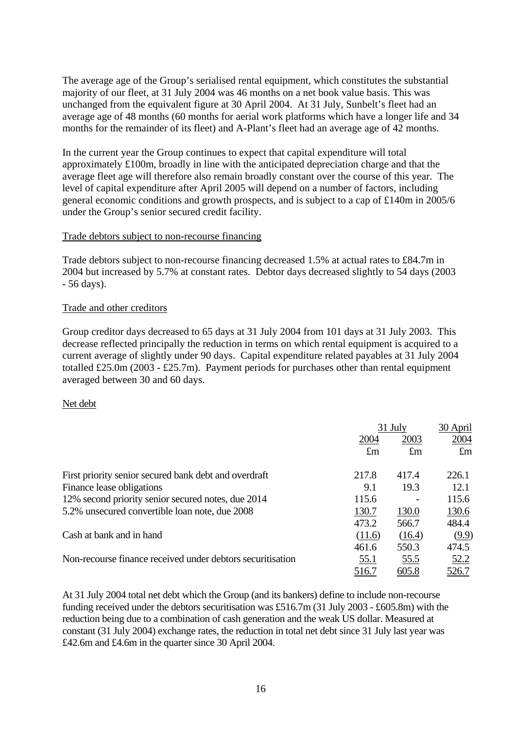The average age of the Group's serialised rental equipment, which constitutes the substantial majority of our fleet, at 31 July 2004 was 46 months on a net book value basis. This was unchanged from the equivalent figure at 30 April 2004. At 31 July, Sunbelt's fleet had an average age of 48 months (60 months for aerial work platforms which have a longer life and 34 months for the remainder of its fleet) and A-Plant's fleet had an average age of 42 months.

In the current year the Group continues to expect that capital expenditure will total approximately £100m, broadly in line with the anticipated depreciation charge and that the average fleet age will therefore also remain broadly constant over the course of this year. The level of capital expenditure after April 2005 will depend on a number of factors, including general economic conditions and growth prospects, and is subject to a cap of £140m in 2005/6 under the Group's senior secured credit facility.

Trade debtors subject to non-recourse financing

Trade debtors subject to non-recourse financing decreased 1.5% at actual rates to £84.7m in 2004 but increased by 5.7% at constant rates. Debtor days decreased slightly to 54 days (2003 - 56 days).

Trade and other creditors

Group creditor days decreased to 65 days at 31 July 2004 from 101 days at 31 July 2003. This decrease reflected principally the reduction in terms on which rental equipment is acquired to a current average of slightly under 90 days. Capital expenditure related payables at 31 July 2004 totalled £25.0m (2003 - £25.7m). Payment periods for purchases other than rental equipment averaged between 30 and 60 days.

Net debt

| | 31 July | | 30 April |
|---|---|---|---|
| | 2004 | 2003 | 2004 |
| | £m | £m | £m |
| First priority senior secured bank debt and overdraft | 217.8 | 417.4 | 226.1 |
| Finance lease obligations | 9.1 | 19.3 | 12.1 |
| 12% second priority senior secured notes, due 2014 | 115.6 | - | 115.6 |
| 5.2% unsecured convertible loan note, due 2008 | 130.7 | 130.0 | 130.6 |
| | 473.2 | 566.7 | 484.4 |
| Cash at bank and in hand | (11.6) | (16.4) | (9.9) |
| | 461.6 | 550.3 | 474.5 |
| Non-recourse finance received under debtors securitisation | 55.1 | 55.5 | 52.2 |
| | 516.7 | 605.8 | 526.7 |

At 31 July 2004 total net debt which the Group (and its bankers) define to include non-recourse funding received under the debtors securitisation was £516.7m (31 July 2003 - £605.8m) with the reduction being due to a combination of cash generation and the weak US dollar. Measured at constant (31 July 2004) exchange rates, the reduction in total net debt since 31 July last year was £42.6m and £4.6m in the quarter since 30 April 2004.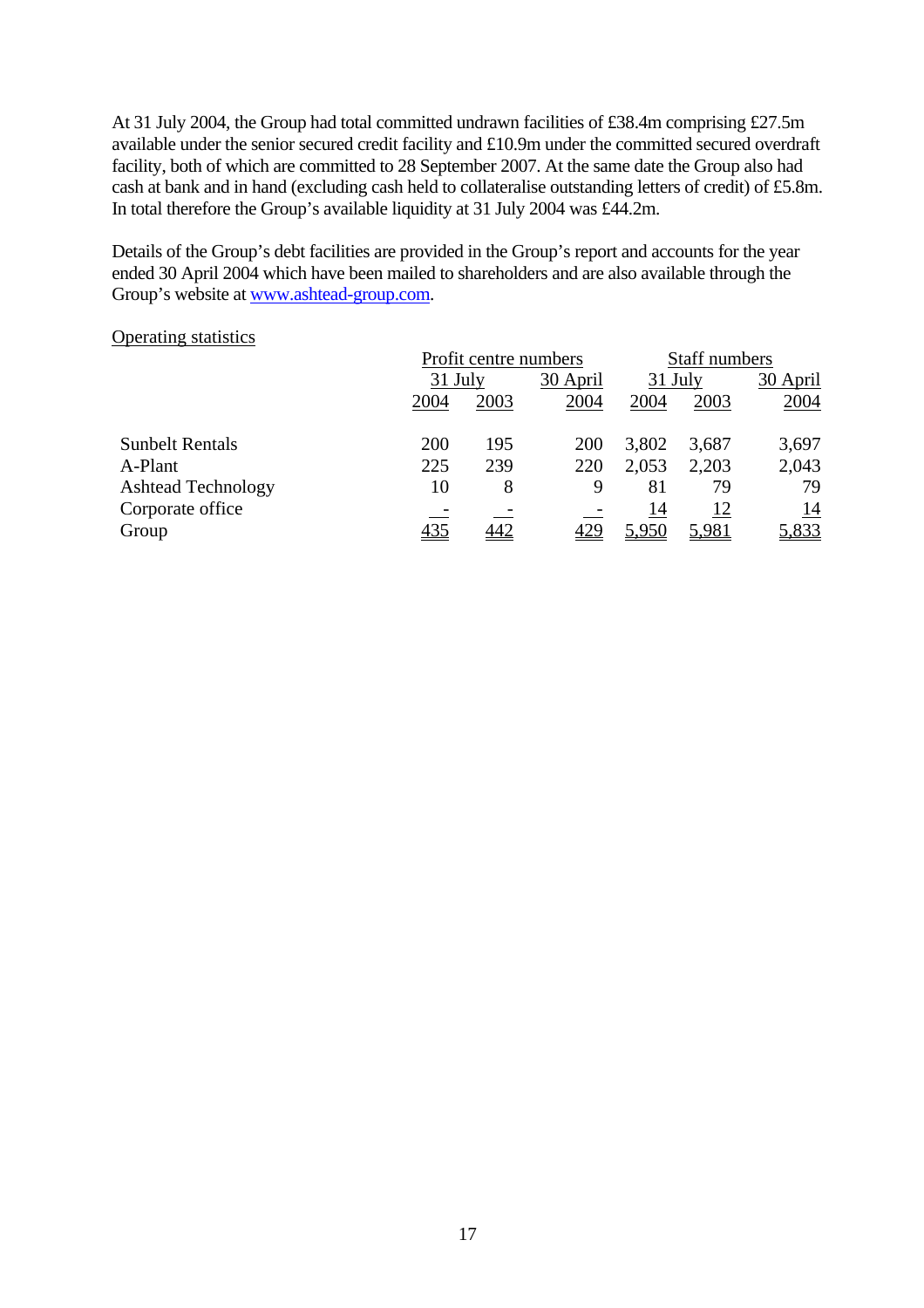At 31 July 2004, the Group had total committed undrawn facilities of £38.4m comprising £27.5m available under the senior secured credit facility and £10.9m under the committed secured overdraft facility, both of which are committed to 28 September 2007. At the same date the Group also had cash at bank and in hand (excluding cash held to collateralise outstanding letters of credit) of £5.8m. In total therefore the Group's available liquidity at 31 July 2004 was £44.2m.

Details of the Group's debt facilities are provided in the Group's report and accounts for the year ended 30 April 2004 which have been mailed to shareholders and are also available through the Group's website at www.ashtead-group.com.

Operating statistics

| | Profit centre numbers | | | Staff numbers | | |
|---|---|---|---|---|---|---|
| | 31 July | | 30 April | 31 July | | 30 April |
| | 2004 | 2003 | 2004 | 2004 | 2003 | 2004 |
| Sunbelt Rentals | 200 | 195 | 200 | 3,802 | 3,687 | 3,697 |
| A-Plant | 225 | 239 | 220 | 2,053 | 2,203 | 2,043 |
| Ashtead Technology | 10 | 8 | 9 | 81 | 79 | 79 |
| Corporate office | - | - | - | 14 | 12 | 14 |
| Group | 435 | 442 | 429 | 5,950 | 5,981 | 5,833 |